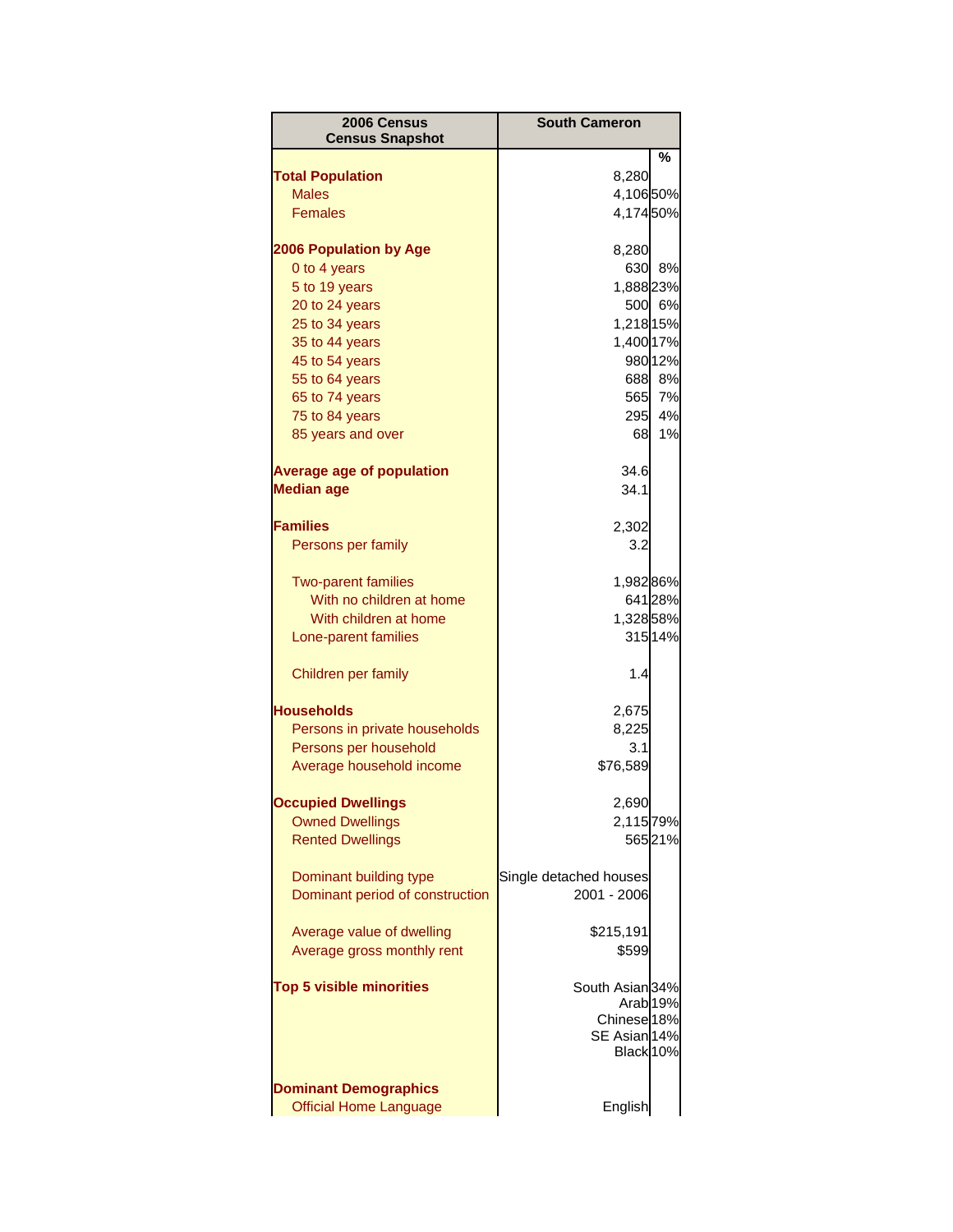| 2006 Census<br>Census Snapshot | South Cameron | |
|---|---|---|
| | | % |
| **Total Population** | 8,280 | |
| Males | 4,106 | 50% |
| Females | 4,174 | 50% |
| | | |
| **2006 Population by Age** | 8,280 | |
| 0 to 4 years | 630 | 8% |
| 5 to 19 years | 1,888 | 23% |
| 20 to 24 years | 500 | 6% |
| 25 to 34 years | 1,218 | 15% |
| 35 to 44 years | 1,400 | 17% |
| 45 to 54 years | 980 | 12% |
| 55 to 64 years | 688 | 8% |
| 65 to 74 years | 565 | 7% |
| 75 to 84 years | 295 | 4% |
| 85 years and over | 68 | 1% |
| | | |
| **Average age of population** | 34.6 | |
| **Median age** | 34.1 | |
| | | |
| **Families** | 2,302 | |
| Persons per family | 3.2 | |
| | | |
| Two-parent families | 1,982 | 86% |
| With no children at home | 641 | 28% |
| With children at home | 1,328 | 58% |
| Lone-parent families | 315 | 14% |
| | | |
| Children per family | 1.4 | |
| | | |
| **Households** | 2,675 | |
| Persons in private households | 8,225 | |
| Persons per household | 3.1 | |
| Average household income | $76,589 | |
| | | |
| **Occupied Dwellings** | 2,690 | |
| Owned Dwellings | 2,115 | 79% |
| Rented Dwellings | 565 | 21% |
| | | |
| Dominant building type | Single detached houses | |
| Dominant period of construction | 2001 - 2006 | |
| | | |
| Average value of dwelling | $215,191 | |
| Average gross monthly rent | $599 | |
| | | |
| **Top 5 visible minorities** | South Asian | 34% |
| | Arab | 19% |
| | Chinese | 18% |
| | SE Asian | 14% |
| | Black | 10% |
| | | |
| **Dominant Demographics** | | |
| Official Home Language | English | |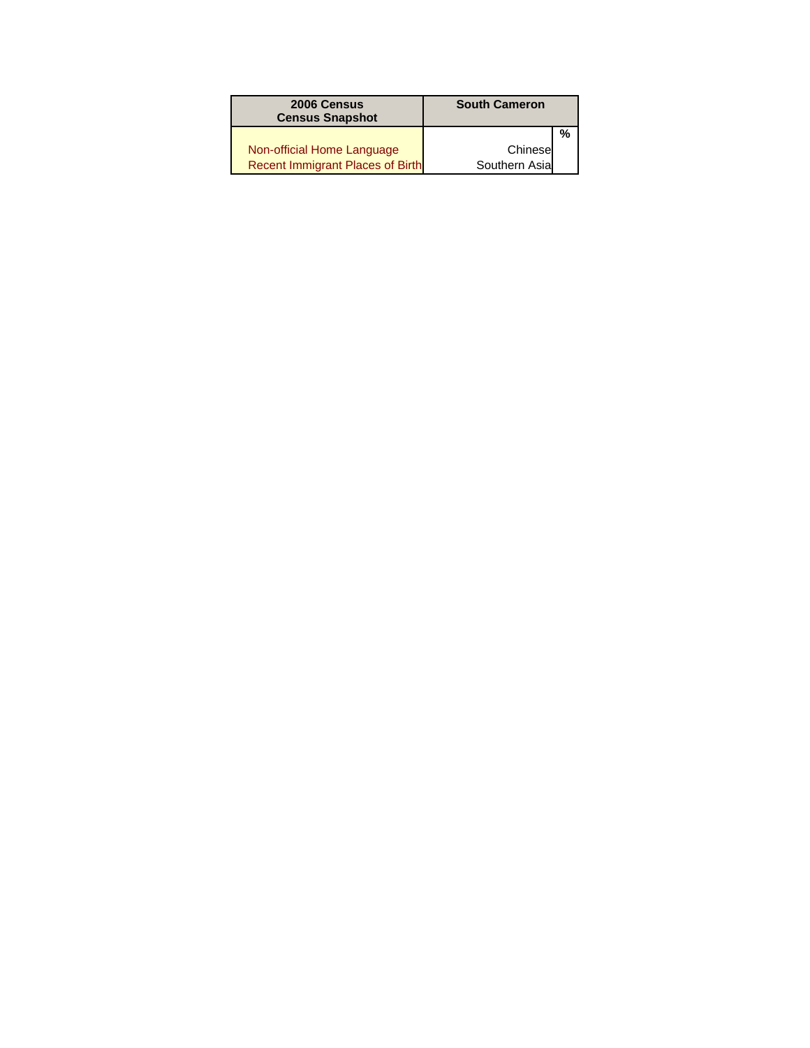| 2006 Census Census Snapshot | South Cameron | |
|---|---|---|
| | | % |
| Non-official Home Language | Chinese | |
| Recent Immigrant Places of Birth | Southern Asia | |